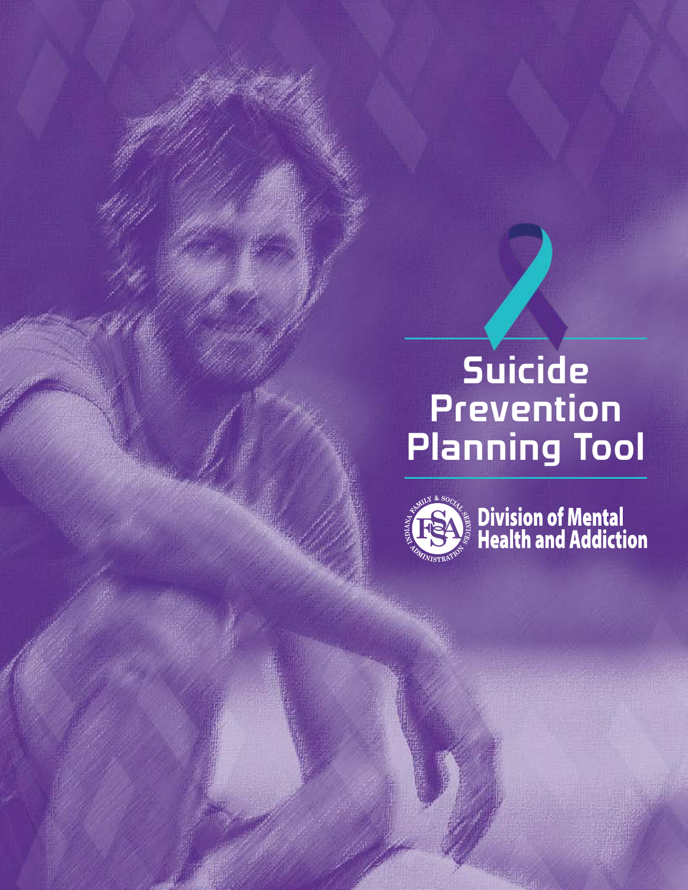# Suicide Prevention Planning Tool

Division of Mental Health and Addiction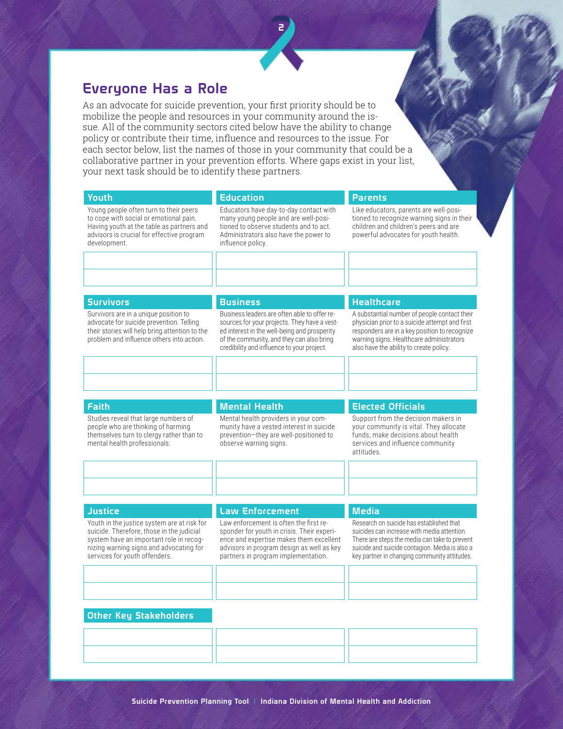## Everyone Has a Role

As an advocate for suicide prevention, your first priority should be to mobilize the people and resources in your community around the issue. All of the community sectors cited below have the ability to change policy or contribute their time, influence and resources to the issue. For each sector below, list the names of those in your community that could be a collaborative partner in your prevention efforts. Where gaps exist in your list, your next task should be to identify these partners.

### Youth

Young people often turn to their peers to cope with social or emotional pain. Having youth at the table as partners and advisors is crucial for effective program development.

| |
|---|
| |
| |

### Education

Educators have day-to-day contact with many young people and are well-positioned to observe students and to act. Administrators also have the power to influence policy.

| |
|---|
| |
| |

### Parents

Like educators, parents are well-positioned to recognize warning signs in their children and children's peers and are powerful advocates for youth health.

| |
|---|
| |
| |

### Survivors

Survivors are in a unique position to advocate for suicide prevention. Telling their stories will help bring attention to the problem and influence others into action.

| |
|---|
| |
| |

### Business

Business leaders are often able to offer resources for your projects. They have a vested interest in the well-being and prosperity of the community, and they can also bring credibility and influence to your project.

| |
|---|
| |
| |

### Healthcare

A substantial number of people contact their physician prior to a suicide attempt and first responders are in a key position to recognize warning signs. Healthcare administrators also have the ability to create policy.

| |
|---|
| |
| |

### Faith

Studies reveal that large numbers of people who are thinking of harming themselves turn to clergy rather than to mental health professionals.

| |
|---|
| |
| |

### Mental Health

Mental health providers in your community have a vested interest in suicide prevention—they are well-positioned to observe warning signs.

| |
|---|
| |
| |

### Elected Officials

Support from the decision makers in your community is vital. They allocate funds, make decisions about health services and influence community attitudes.

| |
|---|
| |
| |

### Justice

Youth in the justice system are at risk for suicide. Therefore, those in the judicial system have an important role in recognizing warning signs and advocating for services for youth offenders.

| |
|---|
| |
| |

### Law Enforcement

Law enforcement is often the first responder for youth in crisis. Their experience and expertise makes them excellent advisors in program design as well as key partners in program implementation.

| |
|---|
| |
| |

### Media

Research on suicide has established that suicides can increase with media attention. There are steps the media can take to prevent suicide and suicide contagion. Media is also a key partner in changing community attitudes.

| |
|---|
| |
| |

### Other Key Stakeholders

| | | |
|---|---|---|
| | | |
| | | |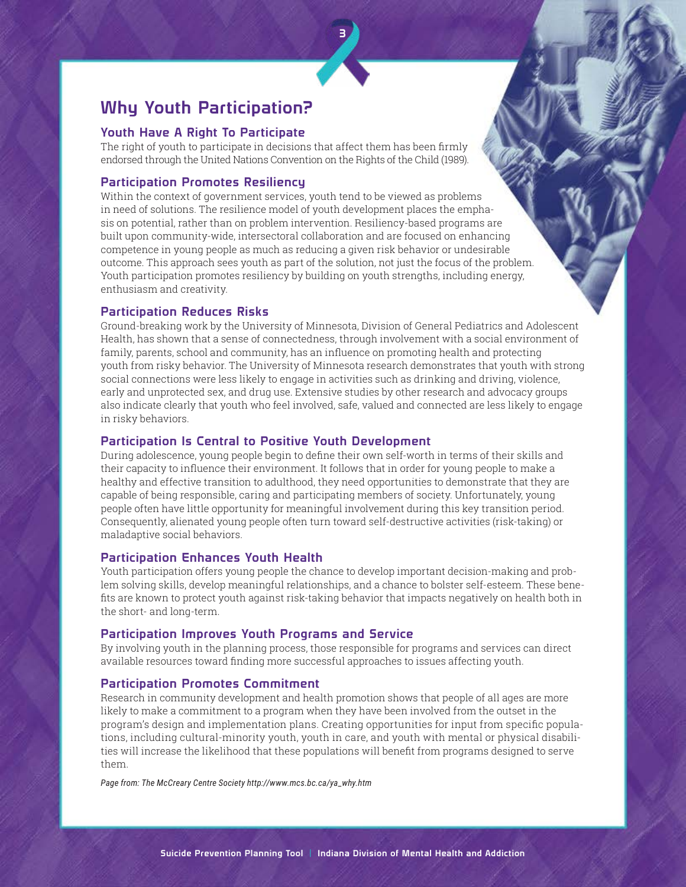# Why Youth Participation?

## Youth Have A Right To Participate

The right of youth to participate in decisions that affect them has been firmly endorsed through the United Nations Convention on the Rights of the Child (1989).

## Participation Promotes Resiliency

Within the context of government services, youth tend to be viewed as problems in need of solutions. The resilience model of youth development places the emphasis on potential, rather than on problem intervention. Resiliency-based programs are built upon community-wide, intersectoral collaboration and are focused on enhancing competence in young people as much as reducing a given risk behavior or undesirable outcome. This approach sees youth as part of the solution, not just the focus of the problem. Youth participation promotes resiliency by building on youth strengths, including energy, enthusiasm and creativity.

## Participation Reduces Risks

Ground-breaking work by the University of Minnesota, Division of General Pediatrics and Adolescent Health, has shown that a sense of connectedness, through involvement with a social environment of family, parents, school and community, has an influence on promoting health and protecting youth from risky behavior. The University of Minnesota research demonstrates that youth with strong social connections were less likely to engage in activities such as drinking and driving, violence, early and unprotected sex, and drug use. Extensive studies by other research and advocacy groups also indicate clearly that youth who feel involved, safe, valued and connected are less likely to engage in risky behaviors.

## Participation Is Central to Positive Youth Development

During adolescence, young people begin to define their own self-worth in terms of their skills and their capacity to influence their environment. It follows that in order for young people to make a healthy and effective transition to adulthood, they need opportunities to demonstrate that they are capable of being responsible, caring and participating members of society. Unfortunately, young people often have little opportunity for meaningful involvement during this key transition period. Consequently, alienated young people often turn toward self-destructive activities (risk-taking) or maladaptive social behaviors.

## Participation Enhances Youth Health

Youth participation offers young people the chance to develop important decision-making and problem solving skills, develop meaningful relationships, and a chance to bolster self-esteem. These benefits are known to protect youth against risk-taking behavior that impacts negatively on health both in the short- and long-term.

## Participation Improves Youth Programs and Service

By involving youth in the planning process, those responsible for programs and services can direct available resources toward finding more successful approaches to issues affecting youth.

## Participation Promotes Commitment

Research in community development and health promotion shows that people of all ages are more likely to make a commitment to a program when they have been involved from the outset in the program's design and implementation plans. Creating opportunities for input from specific populations, including cultural-minority youth, youth in care, and youth with mental or physical disabilities will increase the likelihood that these populations will benefit from programs designed to serve them.

*Page from: The McCreary Centre Society http://www.mcs.bc.ca/ya_why.htm*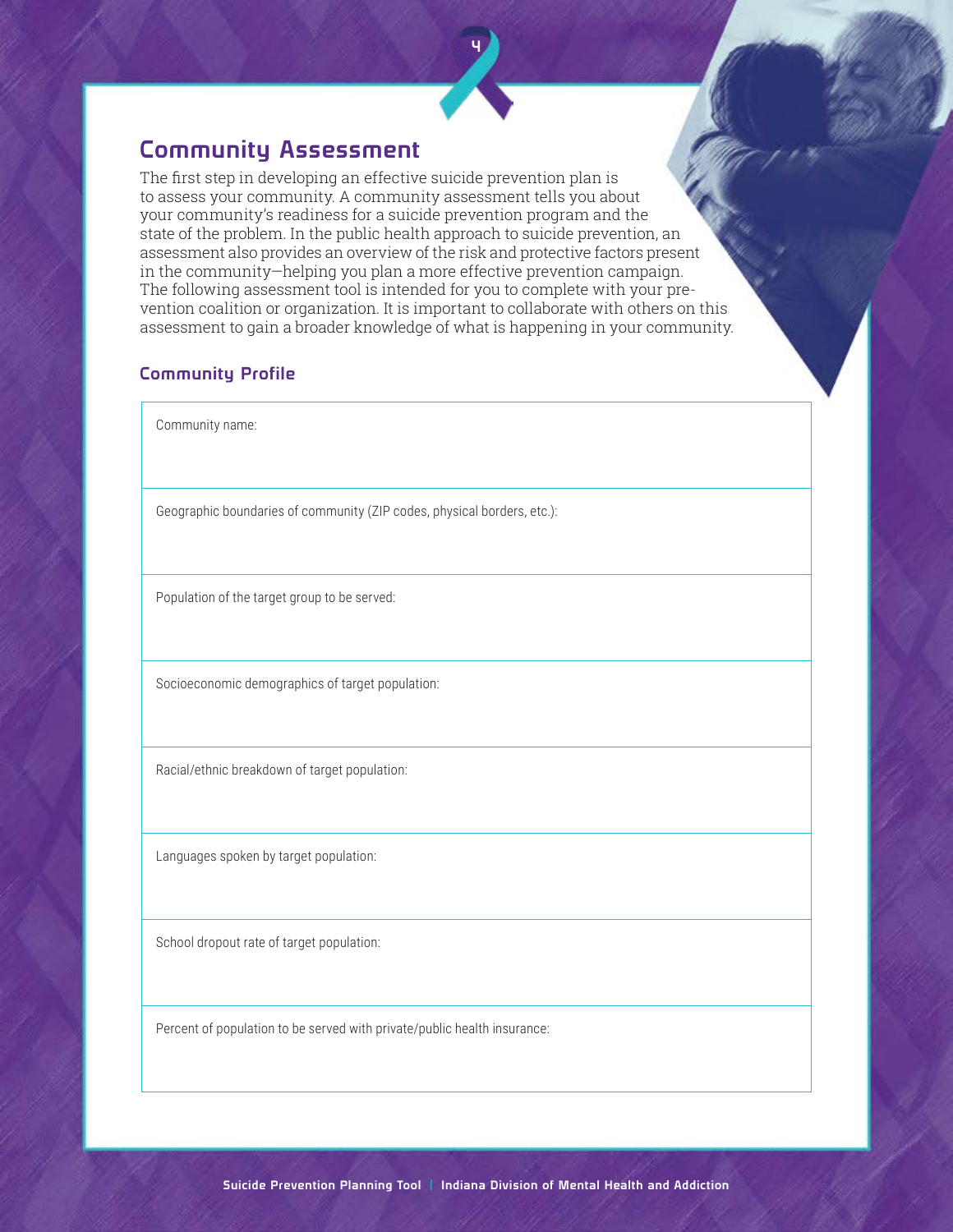## Community Assessment

The first step in developing an effective suicide prevention plan is to assess your community. A community assessment tells you about your community's readiness for a suicide prevention program and the state of the problem. In the public health approach to suicide prevention, an assessment also provides an overview of the risk and protective factors present in the community—helping you plan a more effective prevention campaign. The following assessment tool is intended for you to complete with your prevention coalition or organization. It is important to collaborate with others on this assessment to gain a broader knowledge of what is happening in your community.

### Community Profile

| |
|---|
| Community name: |
| Geographic boundaries of community (ZIP codes, physical borders, etc.): |
| Population of the target group to be served: |
| Socioeconomic demographics of target population: |
| Racial/ethnic breakdown of target population: |
| Languages spoken by target population: |
| School dropout rate of target population: |
| Percent of population to be served with private/public health insurance: |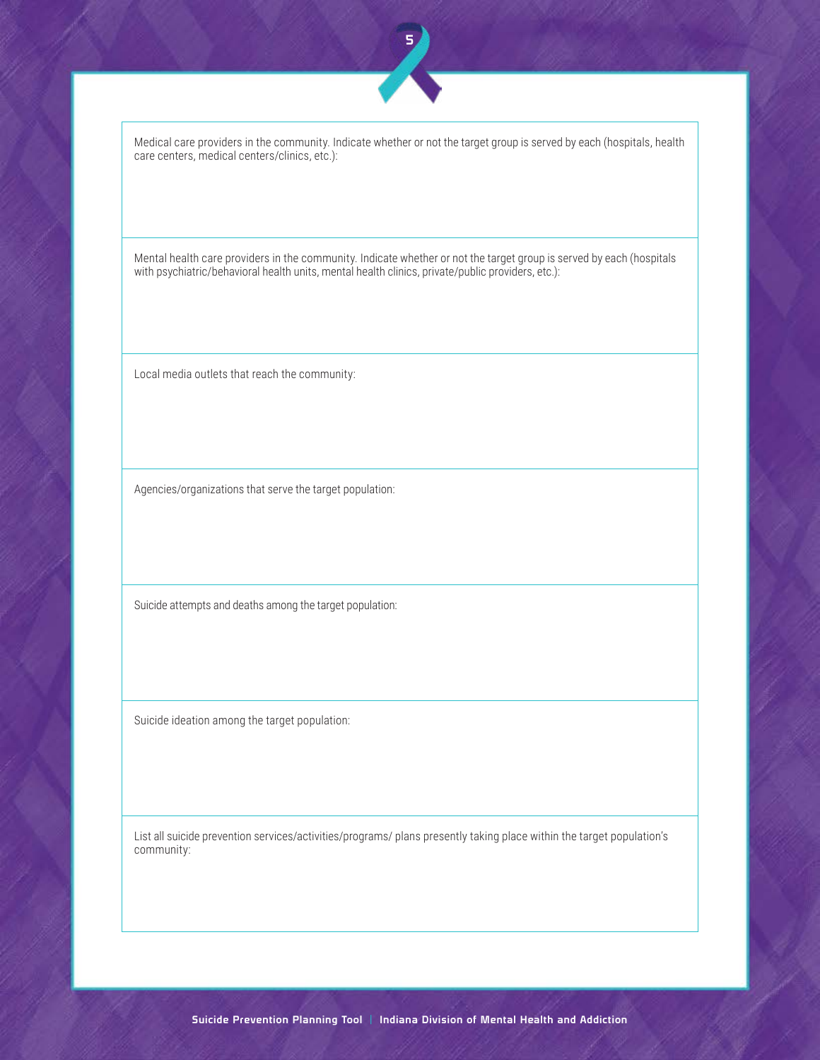Medical care providers in the community. Indicate whether or not the target group is served by each (hospitals, health care centers, medical centers/clinics, etc.):

Mental health care providers in the community. Indicate whether or not the target group is served by each (hospitals with psychiatric/behavioral health units, mental health clinics, private/public providers, etc.):

Local media outlets that reach the community:

Agencies/organizations that serve the target population:

Suicide attempts and deaths among the target population:

Suicide ideation among the target population:

List all suicide prevention services/activities/programs/ plans presently taking place within the target population's community: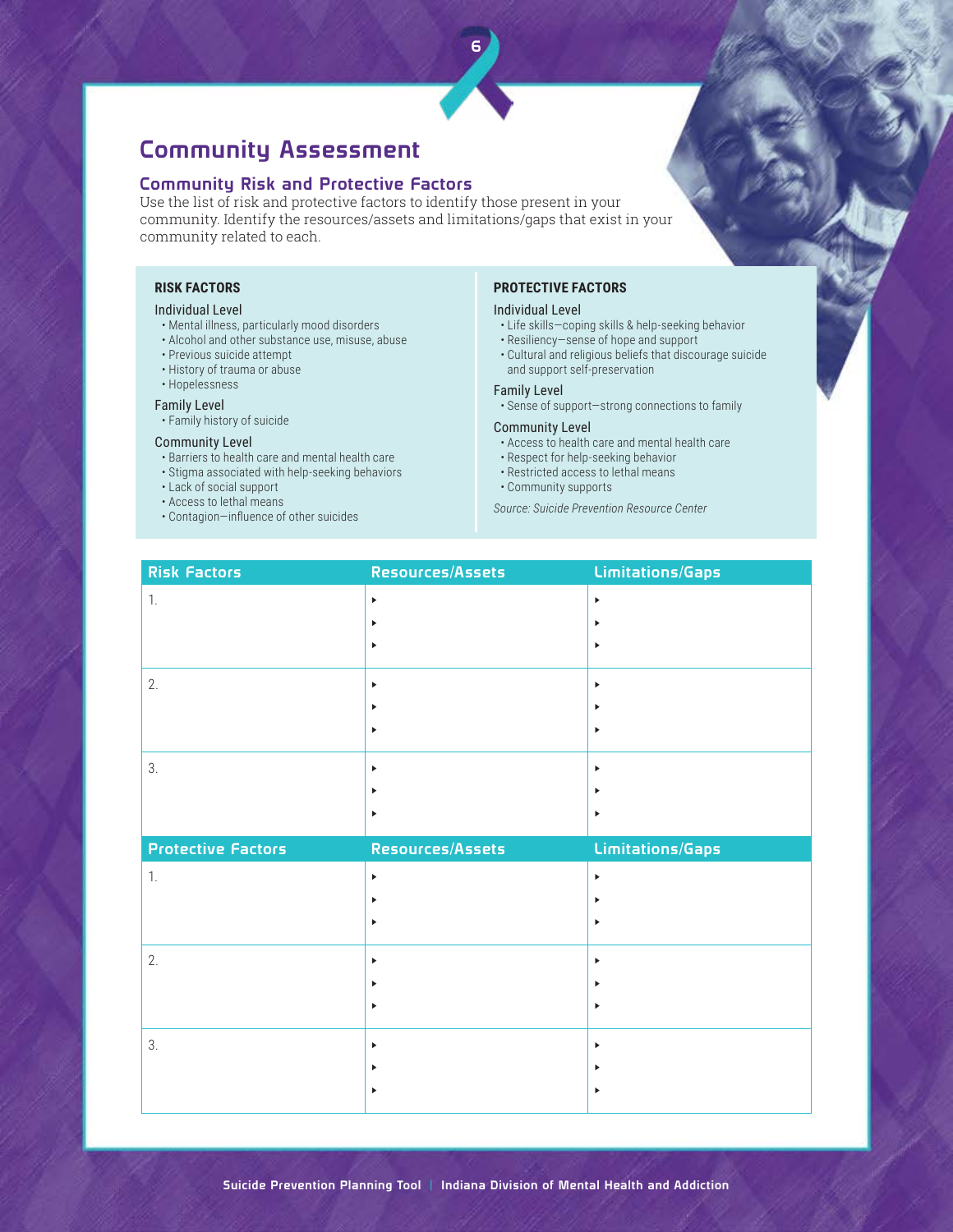# Community Assessment

## Community Risk and Protective Factors

Use the list of risk and protective factors to identify those present in your community. Identify the resources/assets and limitations/gaps that exist in your community related to each.

### RISK FACTORS

**Individual Level**
- Mental illness, particularly mood disorders
- Alcohol and other substance use, misuse, abuse
- Previous suicide attempt
- History of trauma or abuse
- Hopelessness

**Family Level**
- Family history of suicide

**Community Level**
- Barriers to health care and mental health care
- Stigma associated with help-seeking behaviors
- Lack of social support
- Access to lethal means
- Contagion—influence of other suicides

### PROTECTIVE FACTORS

**Individual Level**
- Life skills—coping skills & help-seeking behavior
- Resiliency—sense of hope and support
- Cultural and religious beliefs that discourage suicide and support self-preservation

**Family Level**
- Sense of support—strong connections to family

**Community Level**
- Access to health care and mental health care
- Respect for help-seeking behavior
- Restricted access to lethal means
- Community supports

*Source: Suicide Prevention Resource Center*

| Risk Factors | Resources/Assets | Limitations/Gaps |
|---|---|---|
| 1. | ▸<br>▸<br>▸ | ▸<br>▸<br>▸ |
| 2. | ▸<br>▸<br>▸ | ▸<br>▸<br>▸ |
| 3. | ▸<br>▸<br>▸ | ▸<br>▸<br>▸ |

| Protective Factors | Resources/Assets | Limitations/Gaps |
|---|---|---|
| 1. | ▸<br>▸<br>▸ | ▸<br>▸<br>▸ |
| 2. | ▸<br>▸<br>▸ | ▸<br>▸<br>▸ |
| 3. | ▸<br>▸<br>▸ | ▸<br>▸<br>▸ |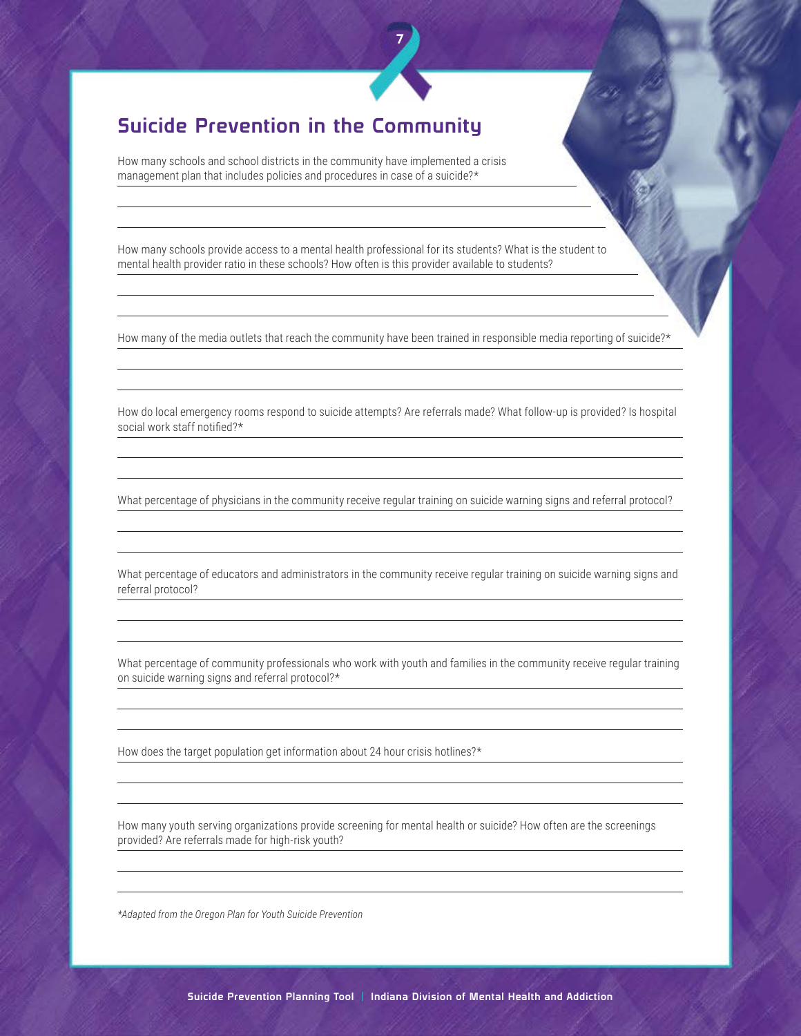## Suicide Prevention in the Community

How many schools and school districts in the community have implemented a crisis management plan that includes policies and procedures in case of a suicide?*

How many schools provide access to a mental health professional for its students? What is the student to mental health provider ratio in these schools? How often is this provider available to students?

How many of the media outlets that reach the community have been trained in responsible media reporting of suicide?*

How do local emergency rooms respond to suicide attempts? Are referrals made? What follow-up is provided? Is hospital social work staff notified?*

What percentage of physicians in the community receive regular training on suicide warning signs and referral protocol?

What percentage of educators and administrators in the community receive regular training on suicide warning signs and referral protocol?

What percentage of community professionals who work with youth and families in the community receive regular training on suicide warning signs and referral protocol?*

How does the target population get information about 24 hour crisis hotlines?*

How many youth serving organizations provide screening for mental health or suicide? How often are the screenings provided? Are referrals made for high-risk youth?

*Adapted from the Oregon Plan for Youth Suicide Prevention*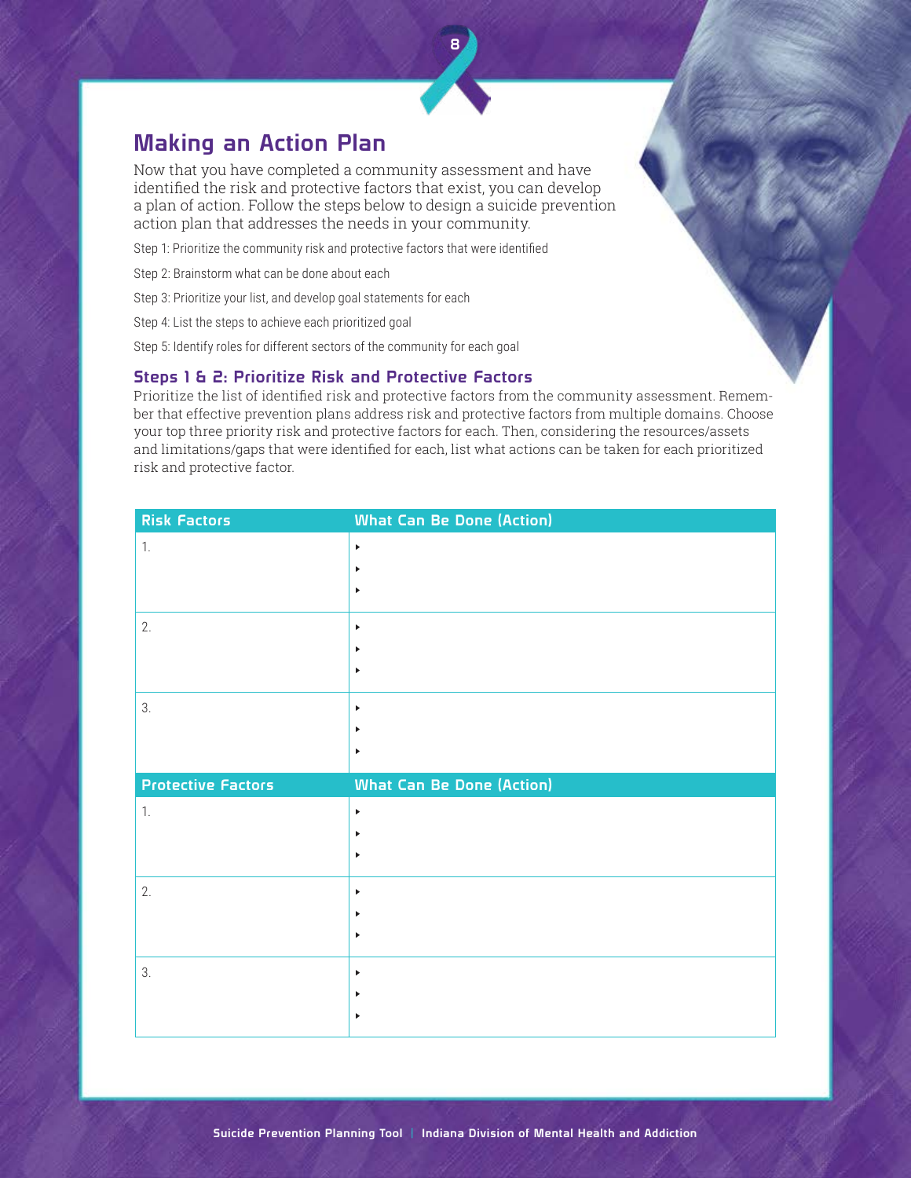# Making an Action Plan

Now that you have completed a community assessment and have identified the risk and protective factors that exist, you can develop a plan of action. Follow the steps below to design a suicide prevention action plan that addresses the needs in your community.

Step 1: Prioritize the community risk and protective factors that were identified

Step 2: Brainstorm what can be done about each

Step 3: Prioritize your list, and develop goal statements for each

Step 4: List the steps to achieve each prioritized goal

Step 5: Identify roles for different sectors of the community for each goal

## Steps 1 & 2: Prioritize Risk and Protective Factors

Prioritize the list of identified risk and protective factors from the community assessment. Remember that effective prevention plans address risk and protective factors from multiple domains. Choose your top three priority risk and protective factors for each. Then, considering the resources/assets and limitations/gaps that were identified for each, list what actions can be taken for each prioritized risk and protective factor.

| Risk Factors | What Can Be Done (Action) |
|---|---|
| 1. | ▸ <br> ▸ <br> ▸ |
| 2. | ▸ <br> ▸ <br> ▸ |
| 3. | ▸ <br> ▸ <br> ▸ |

| Protective Factors | What Can Be Done (Action) |
|---|---|
| 1. | ▸ <br> ▸ <br> ▸ |
| 2. | ▸ <br> ▸ <br> ▸ |
| 3. | ▸ <br> ▸ <br> ▸ |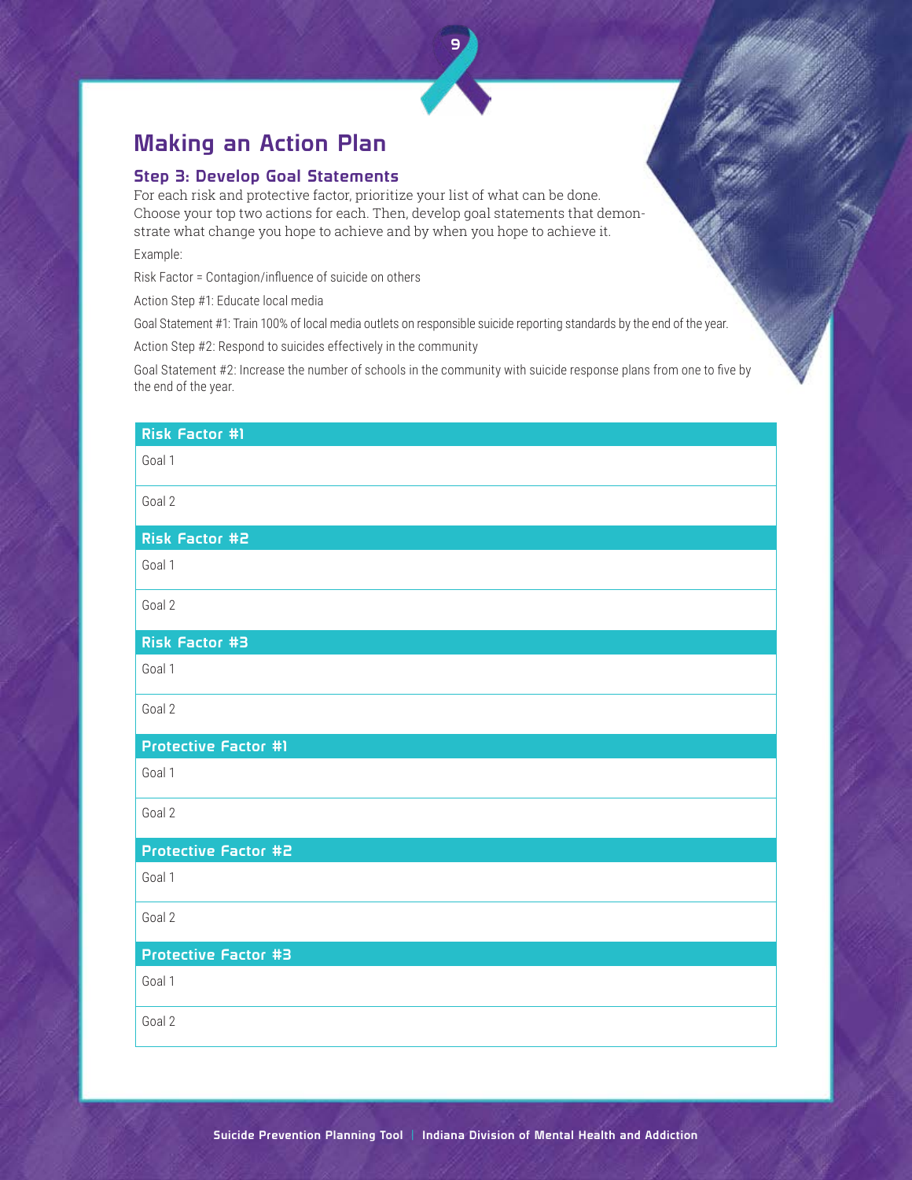# Making an Action Plan

## Step 3: Develop Goal Statements

For each risk and protective factor, prioritize your list of what can be done. Choose your top two actions for each. Then, develop goal statements that demonstrate what change you hope to achieve and by when you hope to achieve it.

Example:

Risk Factor = Contagion/influence of suicide on others

Action Step #1: Educate local media

Goal Statement #1: Train 100% of local media outlets on responsible suicide reporting standards by the end of the year.

Action Step #2: Respond to suicides effectively in the community

Goal Statement #2: Increase the number of schools in the community with suicide response plans from one to five by the end of the year.

| Risk Factor #1 |
|---|
| Goal 1 |
| Goal 2 |

| Risk Factor #2 |
|---|
| Goal 1 |
| Goal 2 |

| Risk Factor #3 |
|---|
| Goal 1 |
| Goal 2 |

| Protective Factor #1 |
|---|
| Goal 1 |
| Goal 2 |

| Protective Factor #2 |
|---|
| Goal 1 |
| Goal 2 |

| Protective Factor #3 |
|---|
| Goal 1 |
| Goal 2 |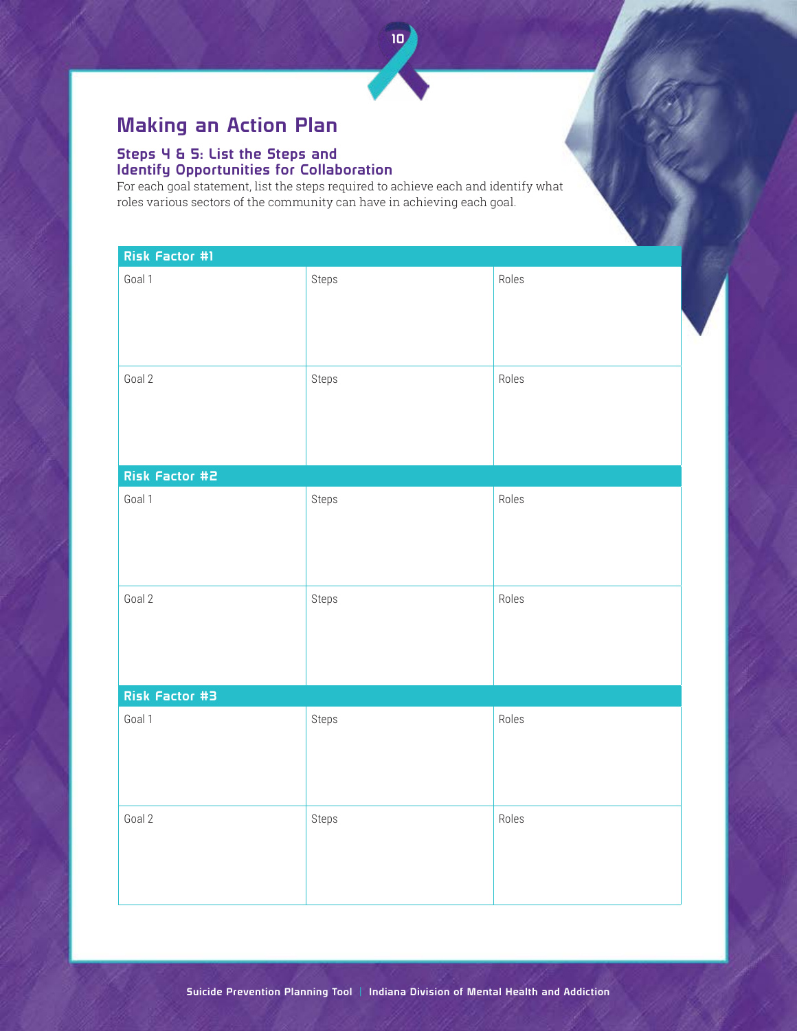## Making an Action Plan

### Steps 4 & 5: List the Steps and Identify Opportunities for Collaboration

For each goal statement, list the steps required to achieve each and identify what roles various sectors of the community can have in achieving each goal.

| Risk Factor #1 | | |
|---|---|---|
| Goal 1 | Steps | Roles |
| Goal 2 | Steps | Roles |

| Risk Factor #2 | | |
|---|---|---|
| Goal 1 | Steps | Roles |
| Goal 2 | Steps | Roles |

| Risk Factor #3 | | |
|---|---|---|
| Goal 1 | Steps | Roles |
| Goal 2 | Steps | Roles |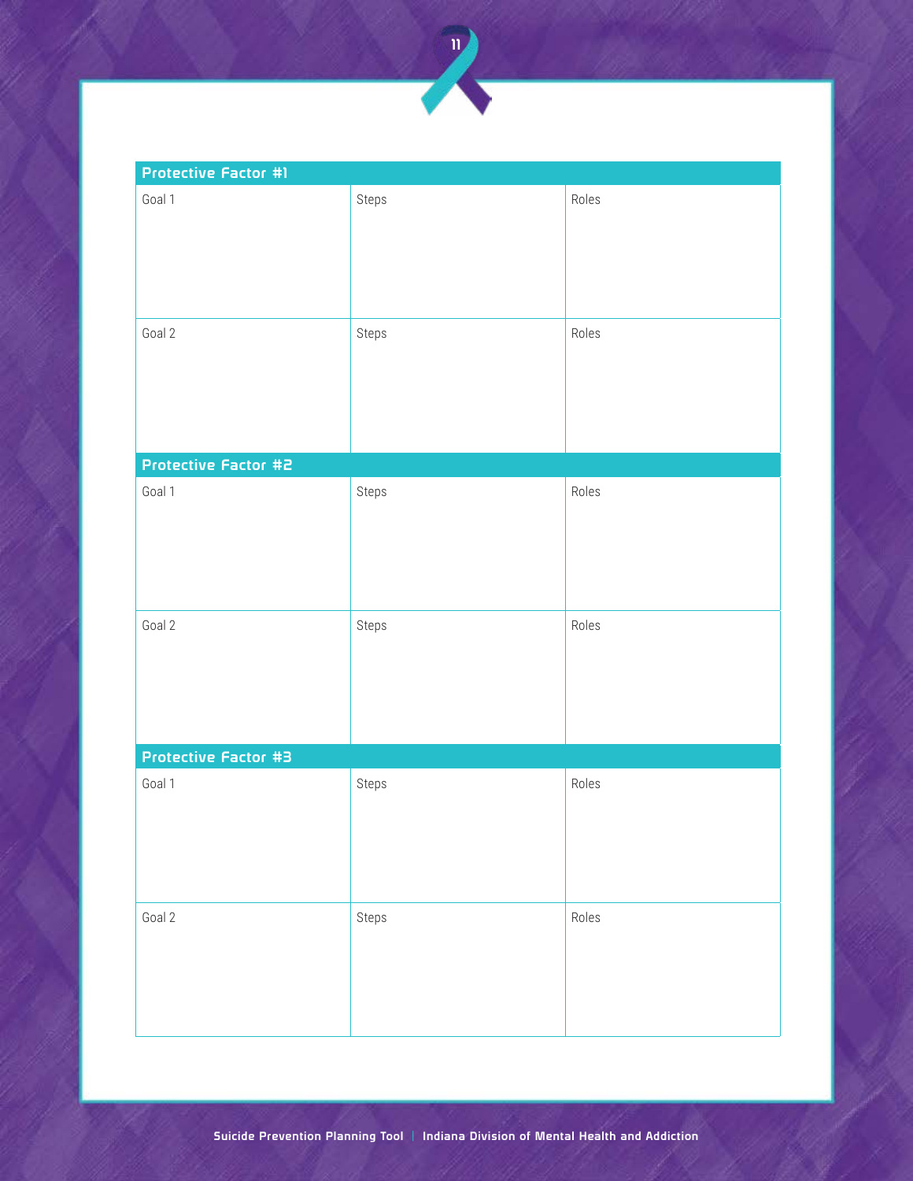| Protective Factor #1 | | |
|---|---|---|
| Goal 1 | Steps | Roles |
| Goal 2 | Steps | Roles |
| **Protective Factor #2** | | |
| Goal 1 | Steps | Roles |
| Goal 2 | Steps | Roles |
| **Protective Factor #3** | | |
| Goal 1 | Steps | Roles |
| Goal 2 | Steps | Roles |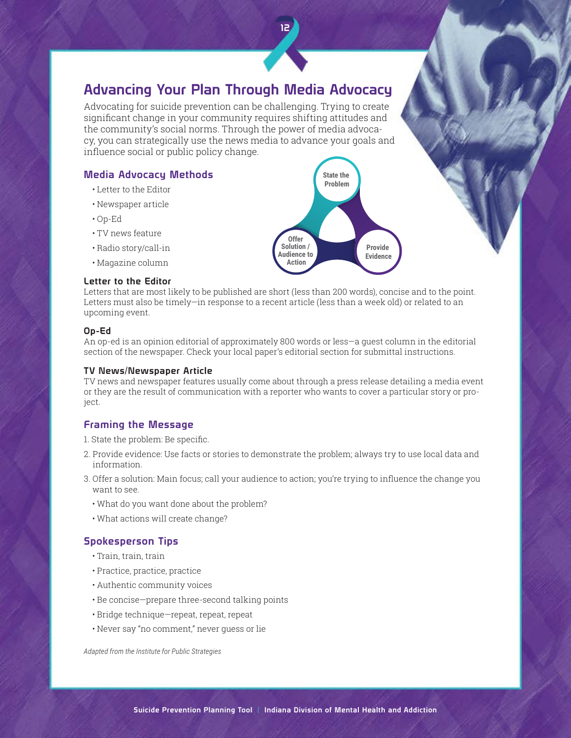# Advancing Your Plan Through Media Advocacy

Advocating for suicide prevention can be challenging. Trying to create significant change in your community requires shifting attitudes and the community's social norms. Through the power of media advocacy, you can strategically use the news media to advance your goals and influence social or public policy change.

## Media Advocacy Methods

- Letter to the Editor
- Newspaper article
- Op-Ed
- TV news feature
- Radio story/call-in
- Magazine column

State the Problem

Provide Evidence

Offer Solution / Audience to Action

### Letter to the Editor

Letters that are most likely to be published are short (less than 200 words), concise and to the point. Letters must also be timely—in response to a recent article (less than a week old) or related to an upcoming event.

### Op-Ed

An op-ed is an opinion editorial of approximately 800 words or less—a guest column in the editorial section of the newspaper. Check your local paper's editorial section for submittal instructions.

### TV News/Newspaper Article

TV news and newspaper features usually come about through a press release detailing a media event or they are the result of communication with a reporter who wants to cover a particular story or project.

## Framing the Message

1. State the problem: Be specific.
2. Provide evidence: Use facts or stories to demonstrate the problem; always try to use local data and information.
3. Offer a solution: Main focus; call your audience to action; you're trying to influence the change you want to see.
   - What do you want done about the problem?
   - What actions will create change?

## Spokesperson Tips

- Train, train, train
- Practice, practice, practice
- Authentic community voices
- Be concise—prepare three-second talking points
- Bridge technique—repeat, repeat, repeat
- Never say "no comment," never guess or lie

*Adapted from the Institute for Public Strategies*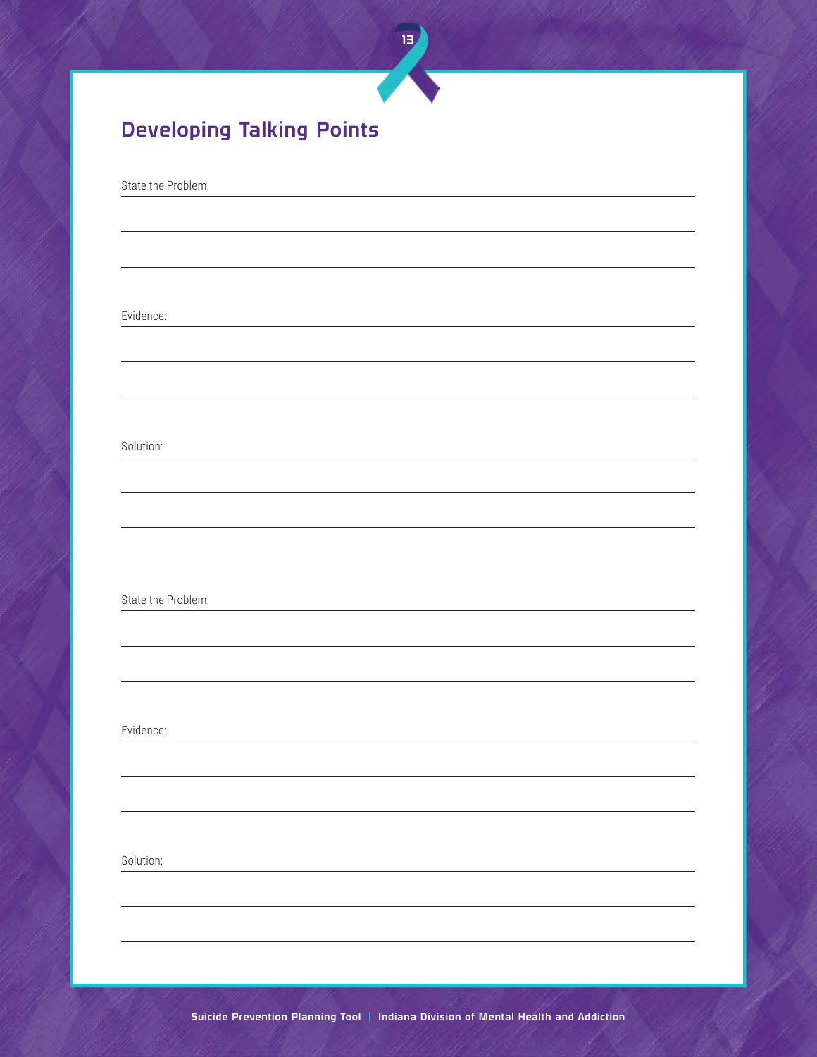## Developing Talking Points

State the Problem:

Evidence:

Solution:

State the Problem:

Evidence:

Solution: